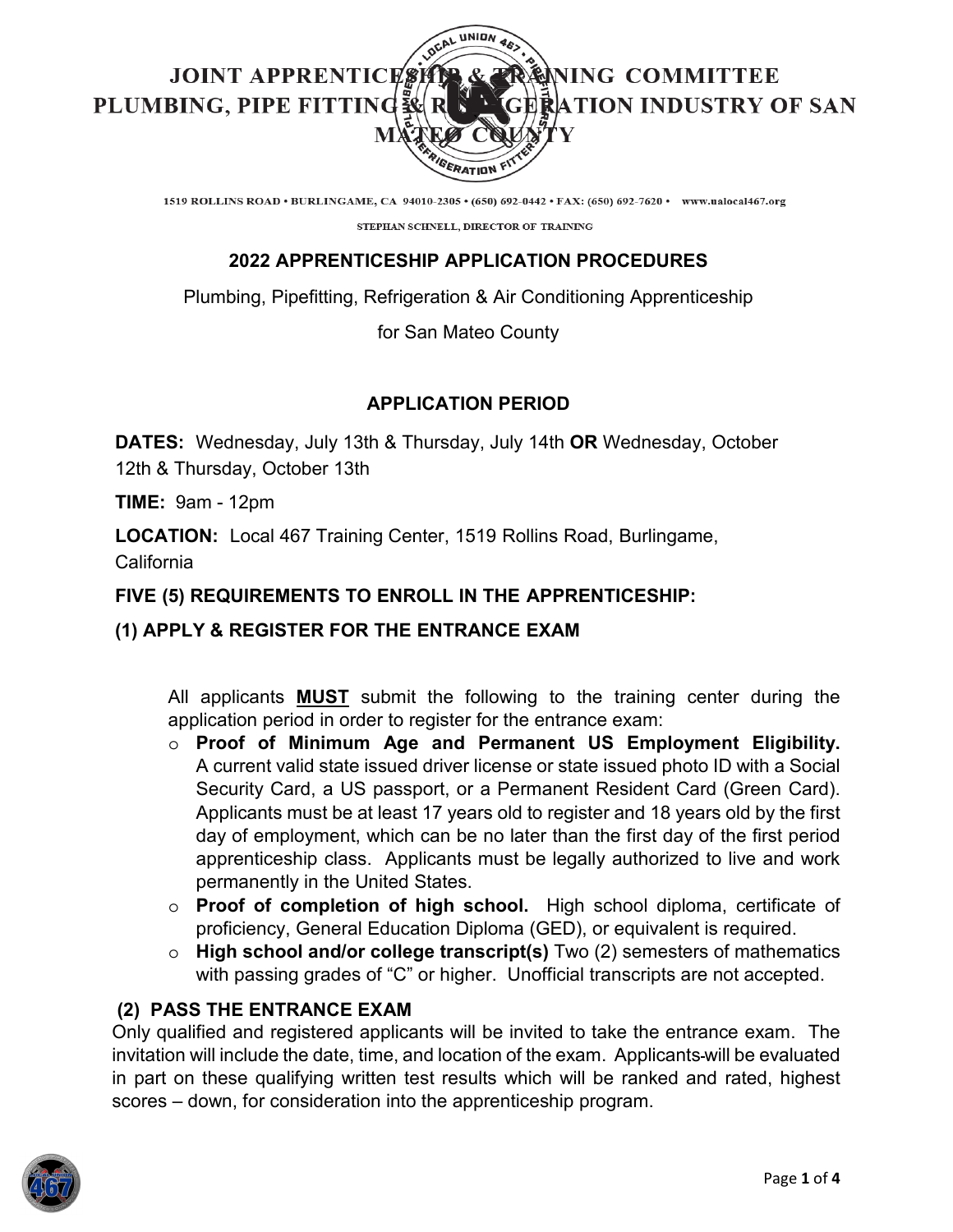# JOINT APPRENTICESHIP & TRAINING COMMITTEE PLUMBING, PIPE FITTING & REFRIGERATION INDUSTRY OF SAN MATEO COUNTY

1519 ROLLINS ROAD • BURLINGAME, CA 94010-2305 • (650) 692-0442 • FAX: (650) 692-7620 • www.ualocal467.org

STEPHAN SCHNELL, DIRECTOR OF TRAINING

## 2022 APPRENTICESHIP APPLICATION PROCEDURES

Plumbing, Pipefitting, Refrigeration & Air Conditioning Apprenticeship

for San Mateo County

### APPLICATION PERIOD

**DATES:** Wednesday, July 13th & Thursday, July 14th **OR** Wednesday, October 12th & Thursday, October 13th

**TIME:** 9am - 12pm

**LOCATION:** Local 467 Training Center, 1519 Rollins Road, Burlingame, California

### FIVE (5) REQUIREMENTS TO ENROLL IN THE APPRENTICESHIP:

### (1) APPLY & REGISTER FOR THE ENTRANCE EXAM

All applicants **MUST** submit the following to the training center during the application period in order to register for the entrance exam:

- **Proof of Minimum Age and Permanent US Employment Eligibility.** A current valid state issued driver license or state issued photo ID with a Social Security Card, a US passport, or a Permanent Resident Card (Green Card). Applicants must be at least 17 years old to register and 18 years old by the first day of employment, which can be no later than the first day of the first period apprenticeship class. Applicants must be legally authorized to live and work permanently in the United States.
- **Proof of completion of high school.** High school diploma, certificate of proficiency, General Education Diploma (GED), or equivalent is required.
- **High school and/or college transcript(s)** Two (2) semesters of mathematics with passing grades of "C" or higher. Unofficial transcripts are not accepted.

### (2) PASS THE ENTRANCE EXAM

Only qualified and registered applicants will be invited to take the entrance exam. The invitation will include the date, time, and location of the exam. Applicants will be evaluated in part on these qualifying written test results which will be ranked and rated, highest scores – down, for consideration into the apprenticeship program.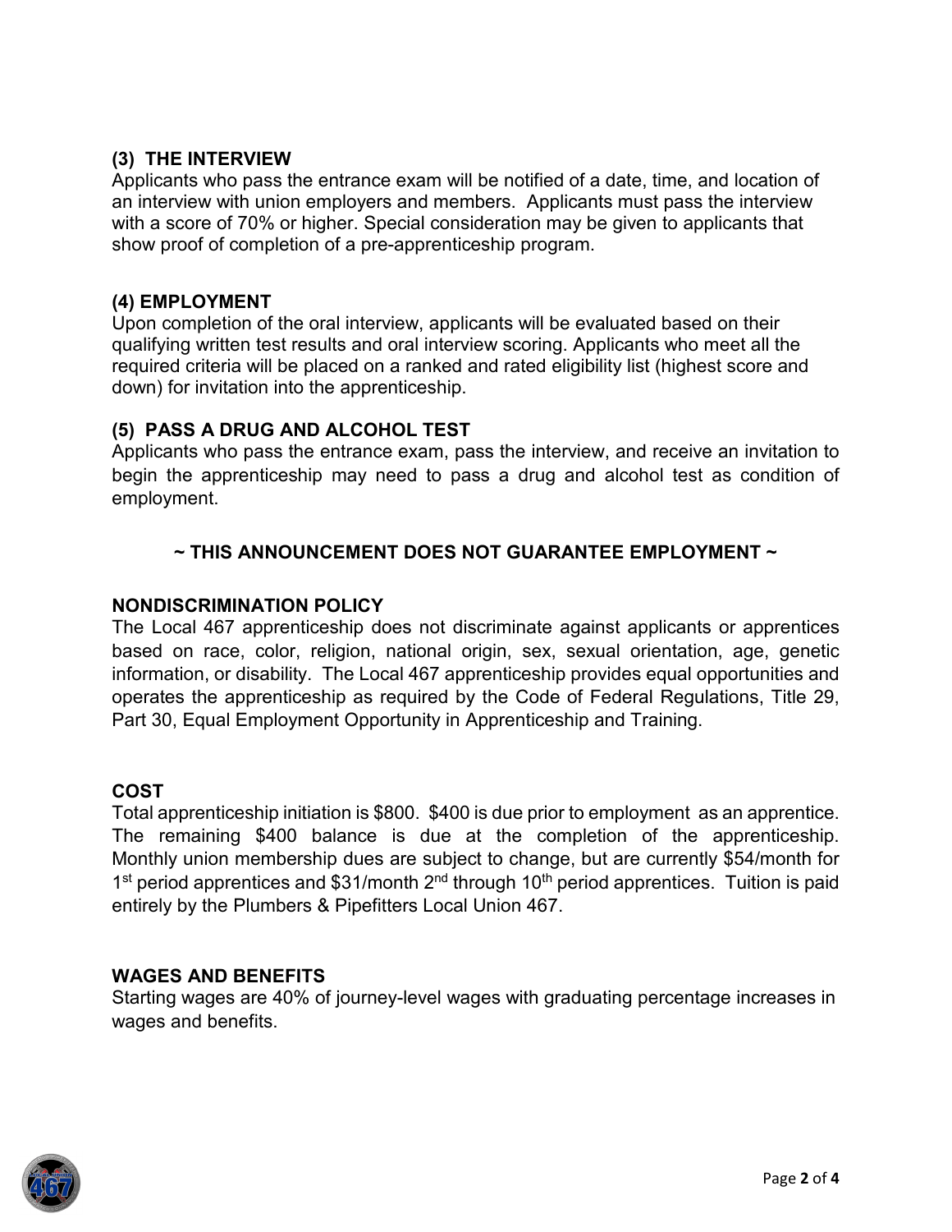### (3) THE INTERVIEW

Applicants who pass the entrance exam will be notified of a date, time, and location of an interview with union employers and members. Applicants must pass the interview with a score of 70% or higher. Special consideration may be given to applicants that show proof of completion of a pre-apprenticeship program.

### (4) EMPLOYMENT

Upon completion of the oral interview, applicants will be evaluated based on their qualifying written test results and oral interview scoring. Applicants who meet all the required criteria will be placed on a ranked and rated eligibility list (highest score and down) for invitation into the apprenticeship.

### (5) PASS A DRUG AND ALCOHOL TEST

Applicants who pass the entrance exam, pass the interview, and receive an invitation to begin the apprenticeship may need to pass a drug and alcohol test as condition of employment.

**~ THIS ANNOUNCEMENT DOES NOT GUARANTEE EMPLOYMENT ~**

### NONDISCRIMINATION POLICY

The Local 467 apprenticeship does not discriminate against applicants or apprentices based on race, color, religion, national origin, sex, sexual orientation, age, genetic information, or disability. The Local 467 apprenticeship provides equal opportunities and operates the apprenticeship as required by the Code of Federal Regulations, Title 29, Part 30, Equal Employment Opportunity in Apprenticeship and Training.

### COST

Total apprenticeship initiation is $800. $400 is due prior to employment as an apprentice. The remaining $400 balance is due at the completion of the apprenticeship. Monthly union membership dues are subject to change, but are currently $54/month for 1st period apprentices and $31/month 2nd through 10th period apprentices. Tuition is paid entirely by the Plumbers & Pipefitters Local Union 467.

### WAGES AND BENEFITS

Starting wages are 40% of journey-level wages with graduating percentage increases in wages and benefits.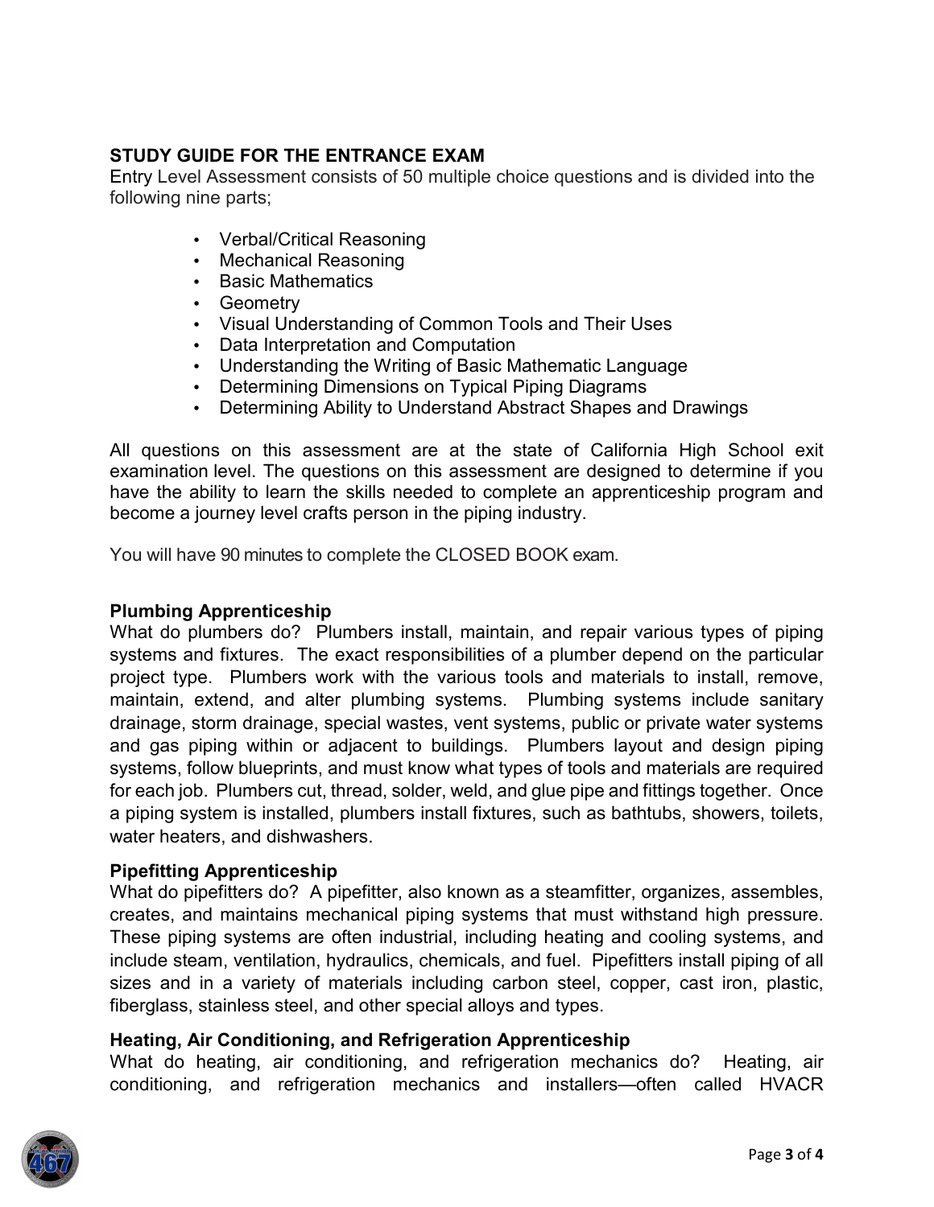**STUDY GUIDE FOR THE ENTRANCE EXAM**

Entry Level Assessment consists of 50 multiple choice questions and is divided into the following nine parts;

- Verbal/Critical Reasoning
- Mechanical Reasoning
- Basic Mathematics
- Geometry
- Visual Understanding of Common Tools and Their Uses
- Data Interpretation and Computation
- Understanding the Writing of Basic Mathematic Language
- Determining Dimensions on Typical Piping Diagrams
- Determining Ability to Understand Abstract Shapes and Drawings

All questions on this assessment are at the state of California High School exit examination level. The questions on this assessment are designed to determine if you have the ability to learn the skills needed to complete an apprenticeship program and become a journey level crafts person in the piping industry.

You will have 90 minutes to complete the CLOSED BOOK exam.

**Plumbing Apprenticeship**

What do plumbers do? Plumbers install, maintain, and repair various types of piping systems and fixtures. The exact responsibilities of a plumber depend on the particular project type. Plumbers work with the various tools and materials to install, remove, maintain, extend, and alter plumbing systems. Plumbing systems include sanitary drainage, storm drainage, special wastes, vent systems, public or private water systems and gas piping within or adjacent to buildings. Plumbers layout and design piping systems, follow blueprints, and must know what types of tools and materials are required for each job. Plumbers cut, thread, solder, weld, and glue pipe and fittings together. Once a piping system is installed, plumbers install fixtures, such as bathtubs, showers, toilets, water heaters, and dishwashers.

**Pipefitting Apprenticeship**

What do pipefitters do? A pipefitter, also known as a steamfitter, organizes, assembles, creates, and maintains mechanical piping systems that must withstand high pressure. These piping systems are often industrial, including heating and cooling systems, and include steam, ventilation, hydraulics, chemicals, and fuel. Pipefitters install piping of all sizes and in a variety of materials including carbon steel, copper, cast iron, plastic, fiberglass, stainless steel, and other special alloys and types.

**Heating, Air Conditioning, and Refrigeration Apprenticeship**

What do heating, air conditioning, and refrigeration mechanics do? Heating, air conditioning, and refrigeration mechanics and installers—often called HVACR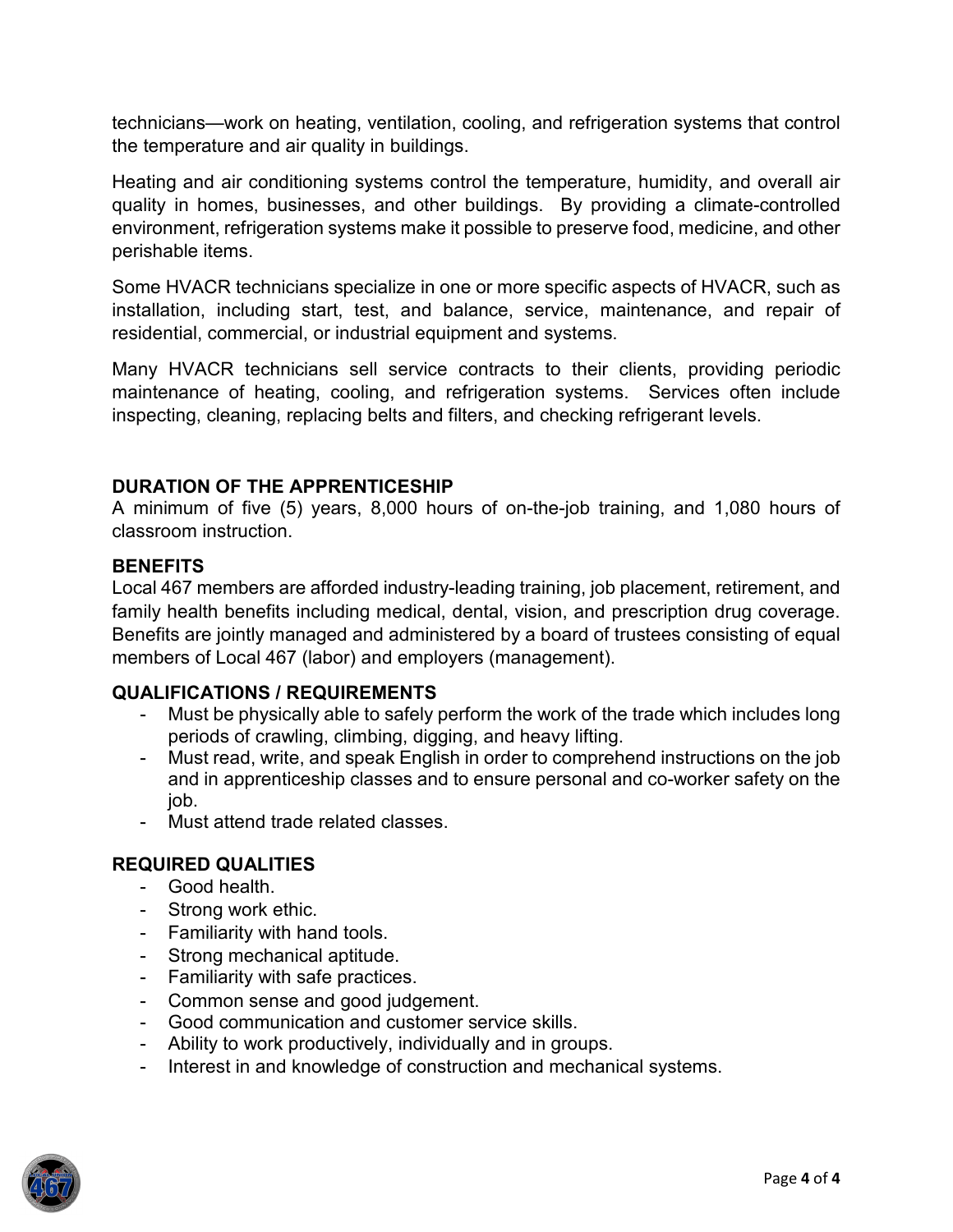technicians—work on heating, ventilation, cooling, and refrigeration systems that control the temperature and air quality in buildings.

Heating and air conditioning systems control the temperature, humidity, and overall air quality in homes, businesses, and other buildings. By providing a climate-controlled environment, refrigeration systems make it possible to preserve food, medicine, and other perishable items.

Some HVACR technicians specialize in one or more specific aspects of HVACR, such as installation, including start, test, and balance, service, maintenance, and repair of residential, commercial, or industrial equipment and systems.

Many HVACR technicians sell service contracts to their clients, providing periodic maintenance of heating, cooling, and refrigeration systems. Services often include inspecting, cleaning, replacing belts and filters, and checking refrigerant levels.

**DURATION OF THE APPRENTICESHIP**

A minimum of five (5) years, 8,000 hours of on-the-job training, and 1,080 hours of classroom instruction.

**BENEFITS**

Local 467 members are afforded industry-leading training, job placement, retirement, and family health benefits including medical, dental, vision, and prescription drug coverage. Benefits are jointly managed and administered by a board of trustees consisting of equal members of Local 467 (labor) and employers (management).

**QUALIFICATIONS / REQUIREMENTS**

- Must be physically able to safely perform the work of the trade which includes long periods of crawling, climbing, digging, and heavy lifting.
- Must read, write, and speak English in order to comprehend instructions on the job and in apprenticeship classes and to ensure personal and co-worker safety on the job.
- Must attend trade related classes.

**REQUIRED QUALITIES**

- Good health.
- Strong work ethic.
- Familiarity with hand tools.
- Strong mechanical aptitude.
- Familiarity with safe practices.
- Common sense and good judgement.
- Good communication and customer service skills.
- Ability to work productively, individually and in groups.
- Interest in and knowledge of construction and mechanical systems.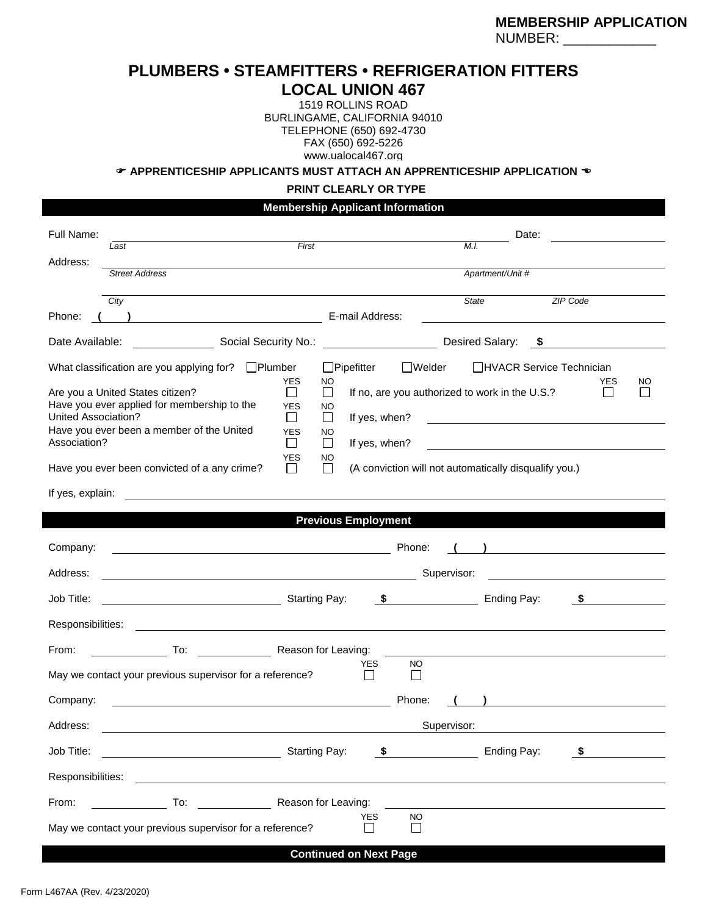**MEMBERSHIP APPLICATION**
NUMBER: ____________

# PLUMBERS • STEAMFITTERS • REFRIGERATION FITTERS
## LOCAL UNION 467

1519 ROLLINS ROAD
BURLINGAME, CALIFORNIA 94010
TELEPHONE (650) 692-4730
FAX (650) 692-5226
www.ualocal467.org

☛ **APPRENTICESHIP APPLICANTS MUST ATTACH AN APPRENTICESHIP APPLICATION** ☚

**PRINT CLEARLY OR TYPE**

### Membership Applicant Information

Full Name: ______________________________________________ Date: ____________
*Last* *First* *M.I.*

Address: ______________________________________________
*Street Address* *Apartment/Unit #*

______________________________________________
*City* *State* *ZIP Code*

Phone: ( ) ____________________ E-mail Address: ____________________

Date Available: __________ Social Security No.: ______________ Desired Salary: $ __________

What classification are you applying for? ☐ Plumber ☐ Pipefitter ☐ Welder ☐ HVACR Service Technician

Are you a United States citizen? YES ☐ NO ☐ If no, are you authorized to work in the U.S.? YES ☐ NO ☐

Have you ever applied for membership to the United Association? YES ☐ NO ☐ If yes, when? ____________________

Have you ever been a member of the United Association? YES ☐ NO ☐ If yes, when? ____________________

Have you ever been convicted of a any crime? YES ☐ NO ☐ (A conviction will not automatically disqualify you.)

If yes, explain: ______________________________________________

### Previous Employment

Company: ______________________________ Phone: ( ) ____________________

Address: ______________________________ Supervisor: ____________________

Job Title: ____________________ Starting Pay: $ __________ Ending Pay: $ __________

Responsibilities: ______________________________________________

From: __________ To: __________ Reason for Leaving: ____________________

May we contact your previous supervisor for a reference? YES ☐ NO ☐

Company: ______________________________ Phone: ( ) ____________________

Address: ______________________________ Supervisor: ____________________

Job Title: ____________________ Starting Pay: $ __________ Ending Pay: $ __________

Responsibilities: ______________________________________________

From: __________ To: __________ Reason for Leaving: ____________________

May we contact your previous supervisor for a reference? YES ☐ NO ☐

**Continued on Next Page**

Form L467AA (Rev. 4/23/2020)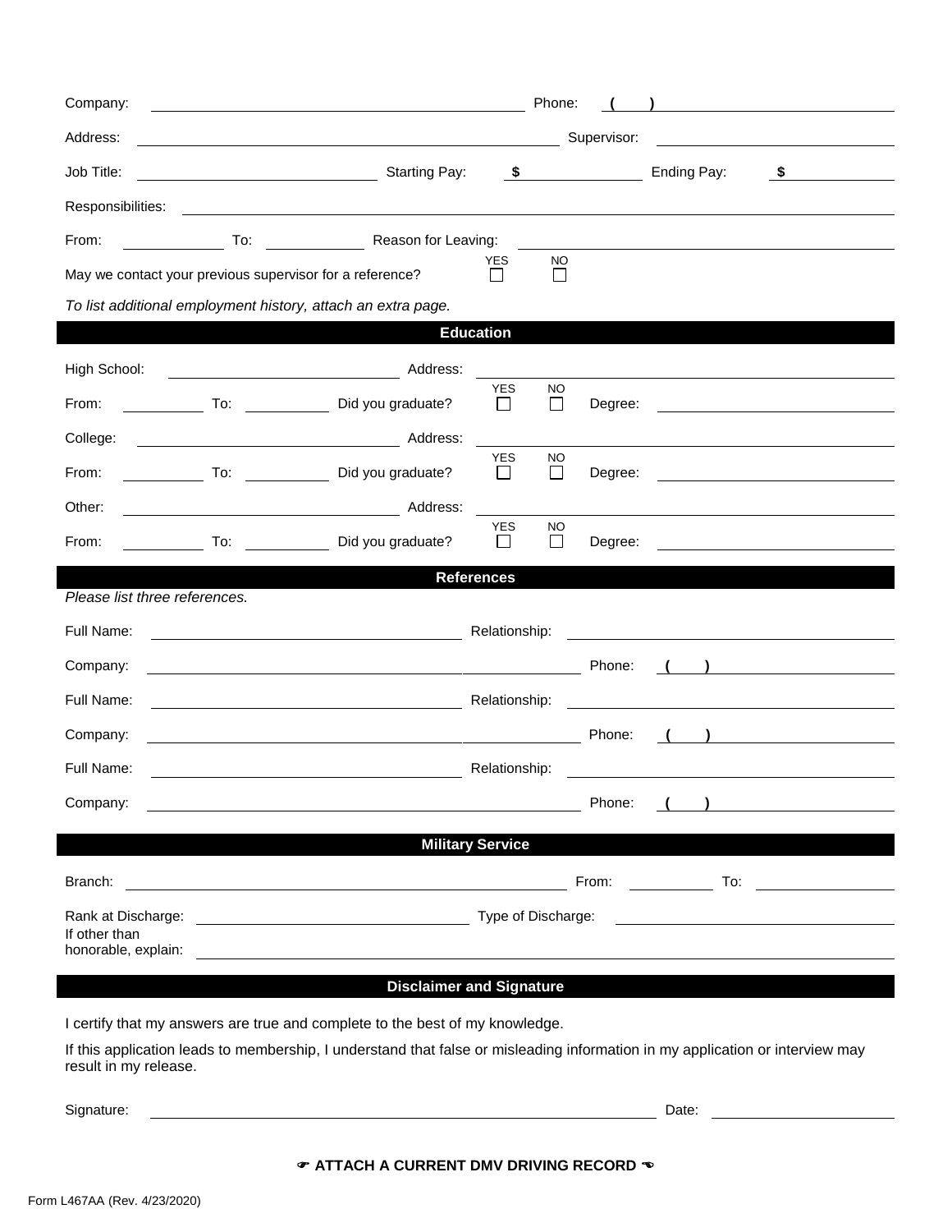Company: ______________________ Phone: ( ) ______________

Address: ______________________ Supervisor: ______________

Job Title: ______________ Starting Pay: $ __________ Ending Pay: $ __________

Responsibilities: ______________________________________________

From: __________ To: __________ Reason for Leaving: ______________________

May we contact your previous supervisor for a reference? YES ☐ NO ☐

*To list additional employment history, attach an extra page.*

## Education

High School: ______________________ Address: ______________________

From: __________ To: __________ Did you graduate? YES ☐ NO ☐ Degree: ______________

College: ______________________ Address: ______________________

From: __________ To: __________ Did you graduate? YES ☐ NO ☐ Degree: ______________

Other: ______________________ Address: ______________________

From: __________ To: __________ Did you graduate? YES ☐ NO ☐ Degree: ______________

## References

*Please list three references.*

Full Name: ______________________ Relationship: ______________________

Company: ______________________ Phone: ( ) ______________

Full Name: ______________________ Relationship: ______________________

Company: ______________________ Phone: ( ) ______________

Full Name: ______________________ Relationship: ______________________

Company: ______________________ Phone: ( ) ______________

## Military Service

Branch: ______________________ From: __________ To: __________

Rank at Discharge: ______________________ Type of Discharge: ______________________

If other than honorable, explain: ______________________________________________

## Disclaimer and Signature

I certify that my answers are true and complete to the best of my knowledge.

If this application leads to membership, I understand that false or misleading information in my application or interview may result in my release.

Signature: ______________________________________ Date: ______________

**☛ ATTACH A CURRENT DMV DRIVING RECORD ☚**

Form L467AA (Rev. 4/23/2020)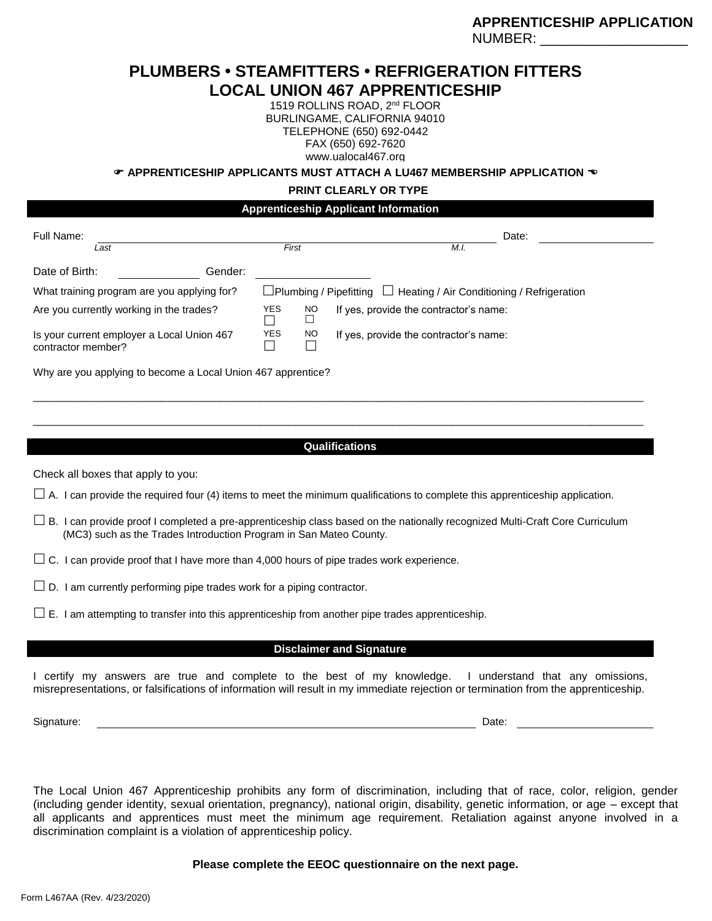**APPRENTICESHIP APPLICATION**
NUMBER: ___________________

# PLUMBERS • STEAMFITTERS • REFRIGERATION FITTERS
# LOCAL UNION 467 APPRENTICESHIP

1519 ROLLINS ROAD, 2nd FLOOR
BURLINGAME, CALIFORNIA 94010
TELEPHONE (650) 692-0442
FAX (650) 692-7620
www.ualocal467.org

**☛ APPRENTICESHIP APPLICANTS MUST ATTACH A LU467 MEMBERSHIP APPLICATION ☚**

**PRINT CLEARLY OR TYPE**

## Apprenticeship Applicant Information

Full Name: ______________________________________________ Date: ______________
*Last* *First* *M.I.*

Date of Birth: ____________ Gender: ____________

What training program are you applying for? ☐ Plumbing / Pipefitting ☐ Heating / Air Conditioning / Refrigeration

Are you currently working in the trades? YES ☐ NO ☐ If yes, provide the contractor's name:

Is your current employer a Local Union 467 contractor member? YES ☐ NO ☐ If yes, provide the contractor's name:

Why are you applying to become a Local Union 467 apprentice?

___________________________________________________________________________

___________________________________________________________________________

## Qualifications

Check all boxes that apply to you:

☐ A. I can provide the required four (4) items to meet the minimum qualifications to complete this apprenticeship application.

☐ B. I can provide proof I completed a pre-apprenticeship class based on the nationally recognized Multi-Craft Core Curriculum (MC3) such as the Trades Introduction Program in San Mateo County.

☐ C. I can provide proof that I have more than 4,000 hours of pipe trades work experience.

☐ D. I am currently performing pipe trades work for a piping contractor.

☐ E. I am attempting to transfer into this apprenticeship from another pipe trades apprenticeship.

## Disclaimer and Signature

I certify my answers are true and complete to the best of my knowledge. I understand that any omissions, misrepresentations, or falsifications of information will result in my immediate rejection or termination from the apprenticeship.

Signature: ______________________________________________ Date: ______________

The Local Union 467 Apprenticeship prohibits any form of discrimination, including that of race, color, religion, gender (including gender identity, sexual orientation, pregnancy), national origin, disability, genetic information, or age – except that all applicants and apprentices must meet the minimum age requirement. Retaliation against anyone involved in a discrimination complaint is a violation of apprenticeship policy.

**Please complete the EEOC questionnaire on the next page.**

Form L467AA (Rev. 4/23/2020)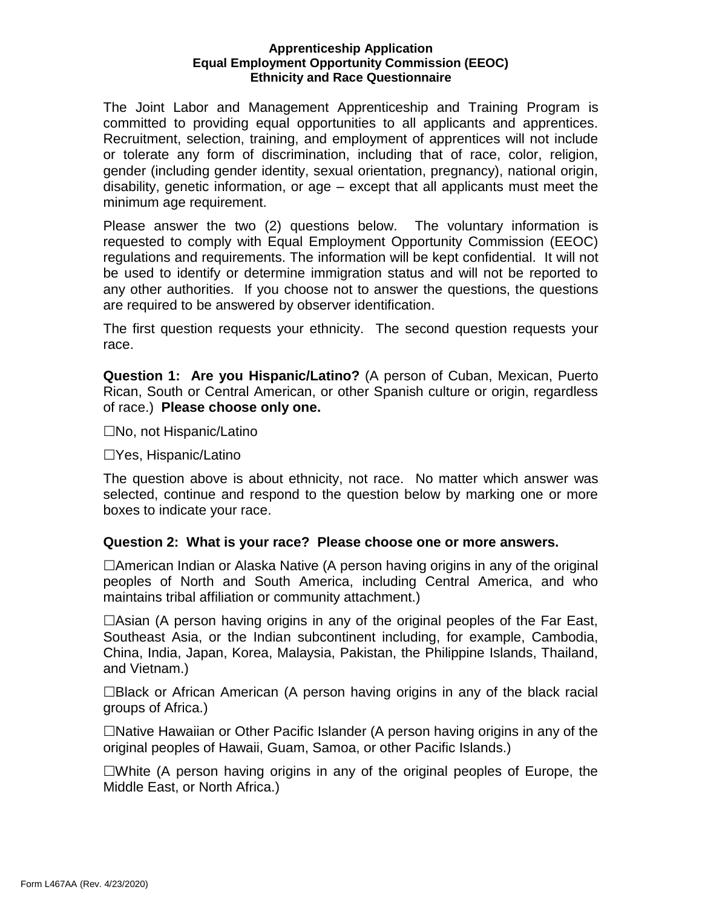**Apprenticeship Application**
**Equal Employment Opportunity Commission (EEOC)**
**Ethnicity and Race Questionnaire**

The Joint Labor and Management Apprenticeship and Training Program is committed to providing equal opportunities to all applicants and apprentices. Recruitment, selection, training, and employment of apprentices will not include or tolerate any form of discrimination, including that of race, color, religion, gender (including gender identity, sexual orientation, pregnancy), national origin, disability, genetic information, or age – except that all applicants must meet the minimum age requirement.

Please answer the two (2) questions below. The voluntary information is requested to comply with Equal Employment Opportunity Commission (EEOC) regulations and requirements. The information will be kept confidential. It will not be used to identify or determine immigration status and will not be reported to any other authorities. If you choose not to answer the questions, the questions are required to be answered by observer identification.

The first question requests your ethnicity. The second question requests your race.

**Question 1: Are you Hispanic/Latino?** (A person of Cuban, Mexican, Puerto Rican, South or Central American, or other Spanish culture or origin, regardless of race.) **Please choose only one.**

☐No, not Hispanic/Latino

☐Yes, Hispanic/Latino

The question above is about ethnicity, not race. No matter which answer was selected, continue and respond to the question below by marking one or more boxes to indicate your race.

**Question 2: What is your race? Please choose one or more answers.**

☐American Indian or Alaska Native (A person having origins in any of the original peoples of North and South America, including Central America, and who maintains tribal affiliation or community attachment.)

☐Asian (A person having origins in any of the original peoples of the Far East, Southeast Asia, or the Indian subcontinent including, for example, Cambodia, China, India, Japan, Korea, Malaysia, Pakistan, the Philippine Islands, Thailand, and Vietnam.)

☐Black or African American (A person having origins in any of the black racial groups of Africa.)

☐Native Hawaiian or Other Pacific Islander (A person having origins in any of the original peoples of Hawaii, Guam, Samoa, or other Pacific Islands.)

☐White (A person having origins in any of the original peoples of Europe, the Middle East, or North Africa.)

Form L467AA (Rev. 4/23/2020)